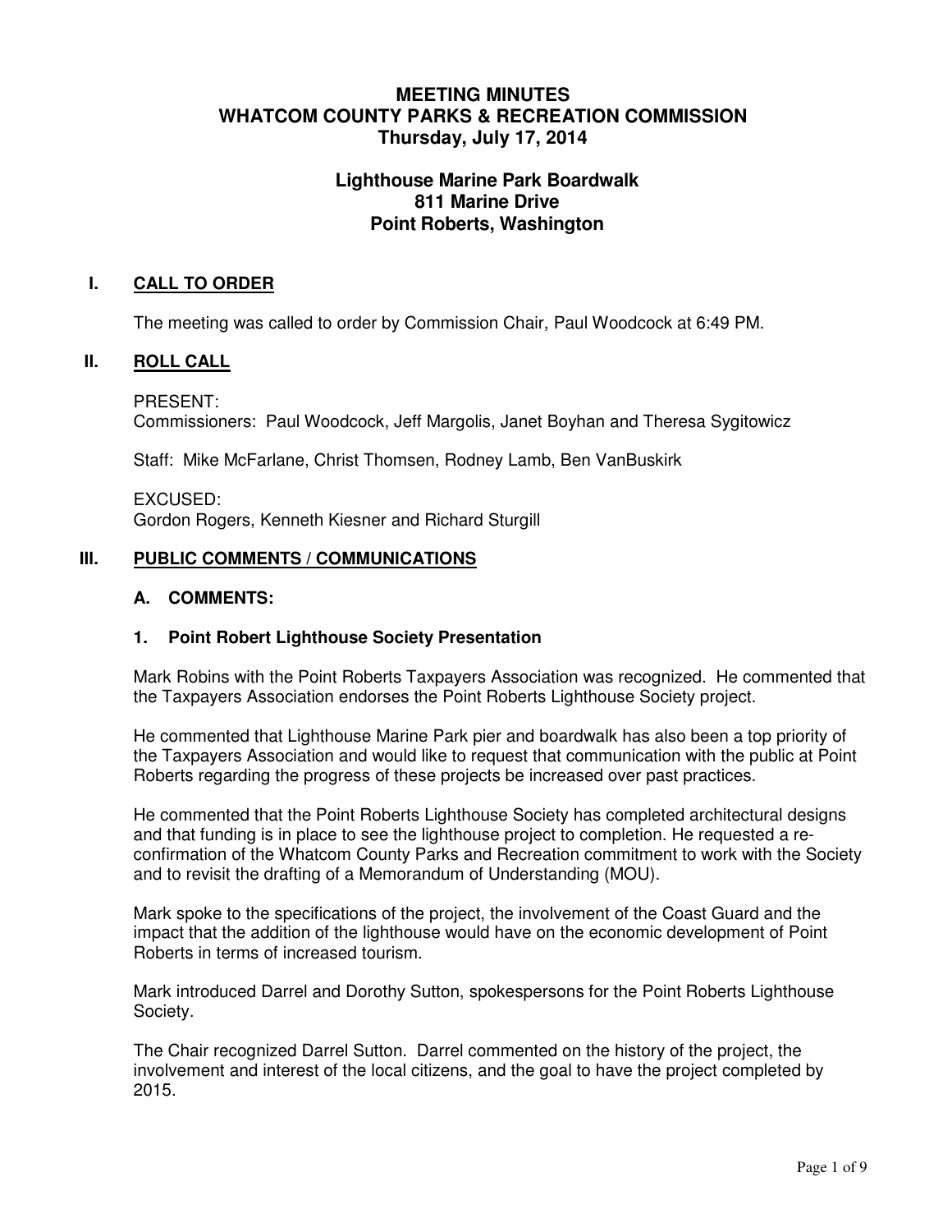# MEETING MINUTES
# WHATCOM COUNTY PARKS & RECREATION COMMISSION
# Thursday, July 17, 2014

## Lighthouse Marine Park Boardwalk
## 811 Marine Drive
## Point Roberts, Washington

## I. CALL TO ORDER

The meeting was called to order by Commission Chair, Paul Woodcock at 6:49 PM.

## II. ROLL CALL

PRESENT:
Commissioners: Paul Woodcock, Jeff Margolis, Janet Boyhan and Theresa Sygitowicz

Staff: Mike McFarlane, Christ Thomsen, Rodney Lamb, Ben VanBuskirk

EXCUSED:
Gordon Rogers, Kenneth Kiesner and Richard Sturgill

## III. PUBLIC COMMENTS / COMMUNICATIONS

### A. COMMENTS:

### 1. Point Robert Lighthouse Society Presentation

Mark Robins with the Point Roberts Taxpayers Association was recognized. He commented that the Taxpayers Association endorses the Point Roberts Lighthouse Society project.

He commented that Lighthouse Marine Park pier and boardwalk has also been a top priority of the Taxpayers Association and would like to request that communication with the public at Point Roberts regarding the progress of these projects be increased over past practices.

He commented that the Point Roberts Lighthouse Society has completed architectural designs and that funding is in place to see the lighthouse project to completion. He requested a re-confirmation of the Whatcom County Parks and Recreation commitment to work with the Society and to revisit the drafting of a Memorandum of Understanding (MOU).

Mark spoke to the specifications of the project, the involvement of the Coast Guard and the impact that the addition of the lighthouse would have on the economic development of Point Roberts in terms of increased tourism.

Mark introduced Darrel and Dorothy Sutton, spokespersons for the Point Roberts Lighthouse Society.

The Chair recognized Darrel Sutton. Darrel commented on the history of the project, the involvement and interest of the local citizens, and the goal to have the project completed by 2015.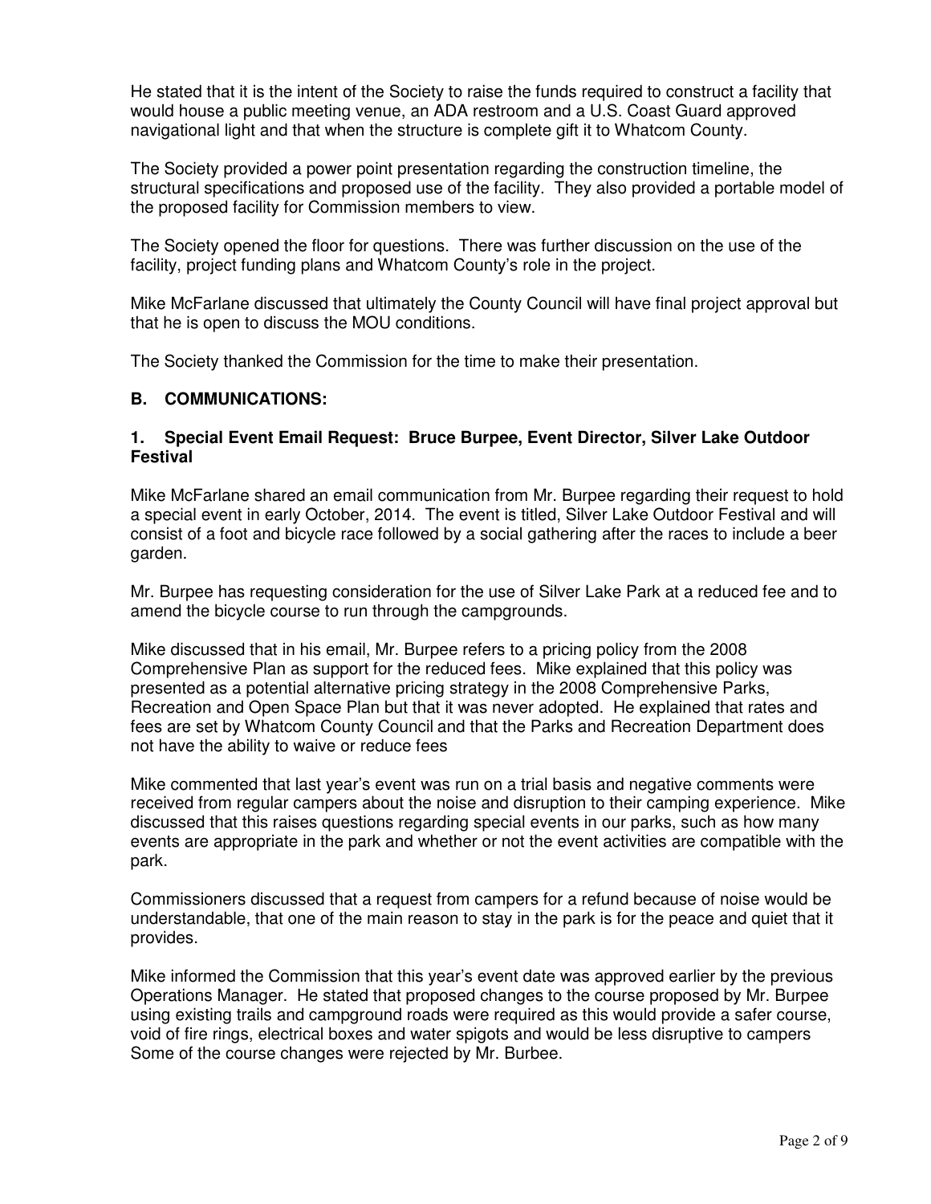He stated that it is the intent of the Society to raise the funds required to construct a facility that would house a public meeting venue, an ADA restroom and a U.S. Coast Guard approved navigational light and that when the structure is complete gift it to Whatcom County.

The Society provided a power point presentation regarding the construction timeline, the structural specifications and proposed use of the facility. They also provided a portable model of the proposed facility for Commission members to view.

The Society opened the floor for questions. There was further discussion on the use of the facility, project funding plans and Whatcom County's role in the project.

Mike McFarlane discussed that ultimately the County Council will have final project approval but that he is open to discuss the MOU conditions.

The Society thanked the Commission for the time to make their presentation.

### B. COMMUNICATIONS:

#### 1. Special Event Email Request: Bruce Burpee, Event Director, Silver Lake Outdoor Festival

Mike McFarlane shared an email communication from Mr. Burpee regarding their request to hold a special event in early October, 2014. The event is titled, Silver Lake Outdoor Festival and will consist of a foot and bicycle race followed by a social gathering after the races to include a beer garden.

Mr. Burpee has requesting consideration for the use of Silver Lake Park at a reduced fee and to amend the bicycle course to run through the campgrounds.

Mike discussed that in his email, Mr. Burpee refers to a pricing policy from the 2008 Comprehensive Plan as support for the reduced fees. Mike explained that this policy was presented as a potential alternative pricing strategy in the 2008 Comprehensive Parks, Recreation and Open Space Plan but that it was never adopted. He explained that rates and fees are set by Whatcom County Council and that the Parks and Recreation Department does not have the ability to waive or reduce fees

Mike commented that last year's event was run on a trial basis and negative comments were received from regular campers about the noise and disruption to their camping experience. Mike discussed that this raises questions regarding special events in our parks, such as how many events are appropriate in the park and whether or not the event activities are compatible with the park.

Commissioners discussed that a request from campers for a refund because of noise would be understandable, that one of the main reason to stay in the park is for the peace and quiet that it provides.

Mike informed the Commission that this year's event date was approved earlier by the previous Operations Manager. He stated that proposed changes to the course proposed by Mr. Burpee using existing trails and campground roads were required as this would provide a safer course, void of fire rings, electrical boxes and water spigots and would be less disruptive to campers Some of the course changes were rejected by Mr. Burbee.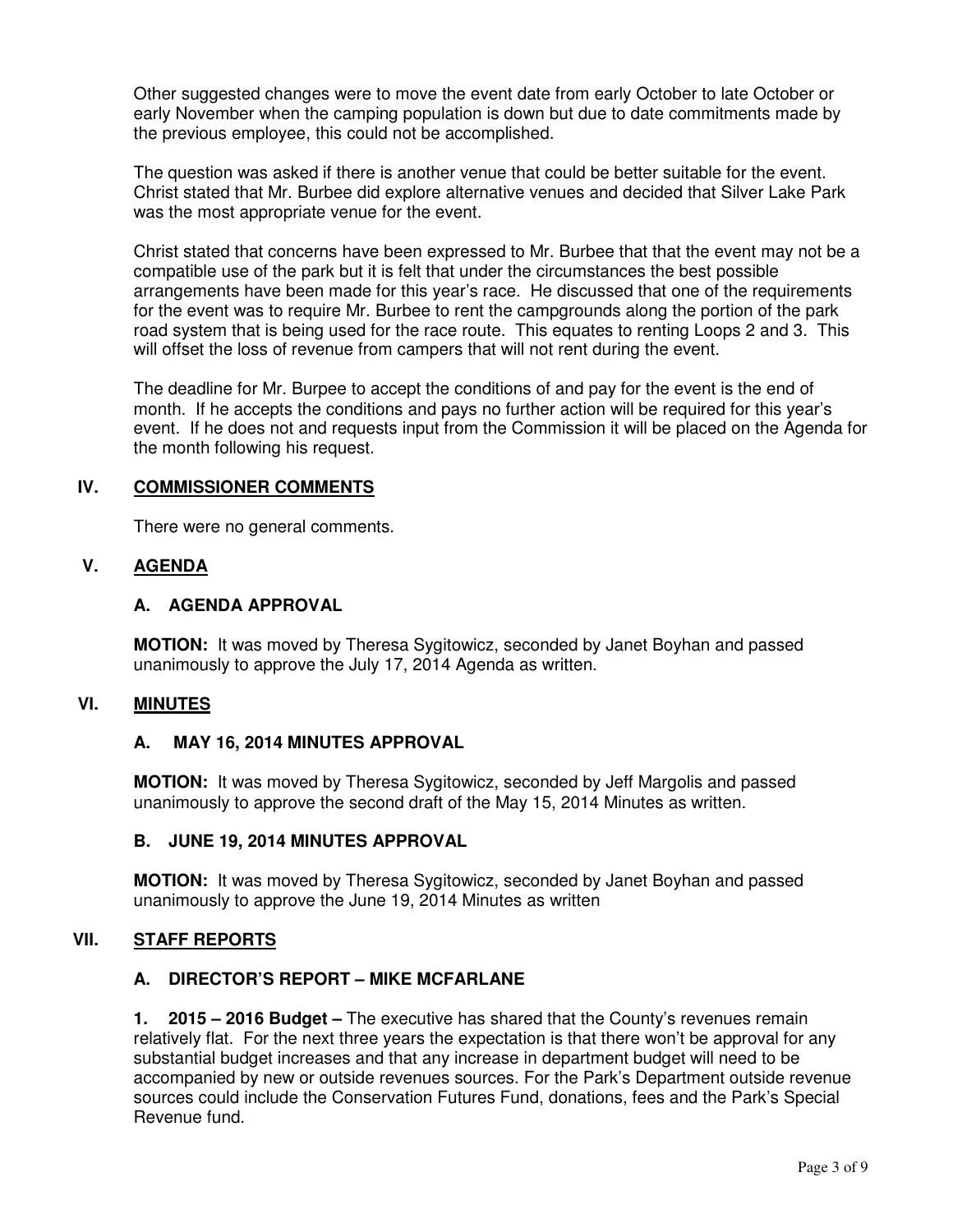Other suggested changes were to move the event date from early October to late October or early November when the camping population is down but due to date commitments made by the previous employee, this could not be accomplished.

The question was asked if there is another venue that could be better suitable for the event. Christ stated that Mr. Burbee did explore alternative venues and decided that Silver Lake Park was the most appropriate venue for the event.

Christ stated that concerns have been expressed to Mr. Burbee that that the event may not be a compatible use of the park but it is felt that under the circumstances the best possible arrangements have been made for this year's race. He discussed that one of the requirements for the event was to require Mr. Burbee to rent the campgrounds along the portion of the park road system that is being used for the race route. This equates to renting Loops 2 and 3. This will offset the loss of revenue from campers that will not rent during the event.

The deadline for Mr. Burpee to accept the conditions of and pay for the event is the end of month. If he accepts the conditions and pays no further action will be required for this year's event. If he does not and requests input from the Commission it will be placed on the Agenda for the month following his request.

## IV. COMMISSIONER COMMENTS

There were no general comments.

## V. AGENDA

### A. AGENDA APPROVAL

**MOTION:** It was moved by Theresa Sygitowicz, seconded by Janet Boyhan and passed unanimously to approve the July 17, 2014 Agenda as written.

## VI. MINUTES

### A. MAY 16, 2014 MINUTES APPROVAL

**MOTION:** It was moved by Theresa Sygitowicz, seconded by Jeff Margolis and passed unanimously to approve the second draft of the May 15, 2014 Minutes as written.

### B. JUNE 19, 2014 MINUTES APPROVAL

**MOTION:** It was moved by Theresa Sygitowicz, seconded by Janet Boyhan and passed unanimously to approve the June 19, 2014 Minutes as written

## VII. STAFF REPORTS

### A. DIRECTOR'S REPORT – MIKE MCFARLANE

**1. 2015 – 2016 Budget –** The executive has shared that the County's revenues remain relatively flat. For the next three years the expectation is that there won't be approval for any substantial budget increases and that any increase in department budget will need to be accompanied by new or outside revenues sources. For the Park's Department outside revenue sources could include the Conservation Futures Fund, donations, fees and the Park's Special Revenue fund.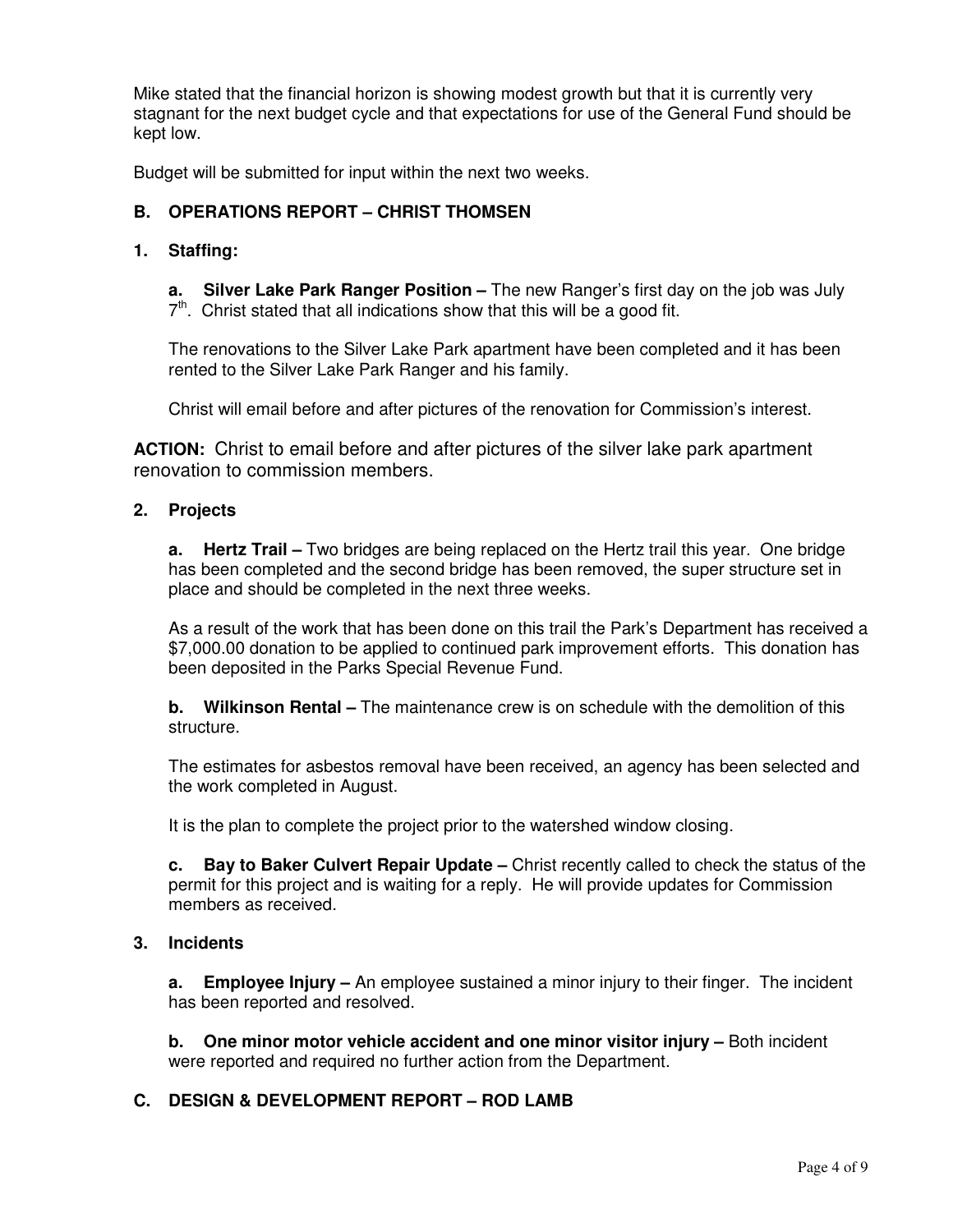Mike stated that the financial horizon is showing modest growth but that it is currently very stagnant for the next budget cycle and that expectations for use of the General Fund should be kept low.

Budget will be submitted for input within the next two weeks.

### B. OPERATIONS REPORT – CHRIST THOMSEN

#### 1. Staffing:

**a. Silver Lake Park Ranger Position –** The new Ranger's first day on the job was July 7th. Christ stated that all indications show that this will be a good fit.

The renovations to the Silver Lake Park apartment have been completed and it has been rented to the Silver Lake Park Ranger and his family.

Christ will email before and after pictures of the renovation for Commission's interest.

**ACTION:** Christ to email before and after pictures of the silver lake park apartment renovation to commission members.

#### 2. Projects

**a. Hertz Trail –** Two bridges are being replaced on the Hertz trail this year. One bridge has been completed and the second bridge has been removed, the super structure set in place and should be completed in the next three weeks.

As a result of the work that has been done on this trail the Park's Department has received a $7,000.00 donation to be applied to continued park improvement efforts. This donation has been deposited in the Parks Special Revenue Fund.

**b. Wilkinson Rental –** The maintenance crew is on schedule with the demolition of this structure.

The estimates for asbestos removal have been received, an agency has been selected and the work completed in August.

It is the plan to complete the project prior to the watershed window closing.

**c. Bay to Baker Culvert Repair Update –** Christ recently called to check the status of the permit for this project and is waiting for a reply. He will provide updates for Commission members as received.

#### 3. Incidents

**a. Employee Injury –** An employee sustained a minor injury to their finger. The incident has been reported and resolved.

**b. One minor motor vehicle accident and one minor visitor injury –** Both incident were reported and required no further action from the Department.

### C. DESIGN & DEVELOPMENT REPORT – ROD LAMB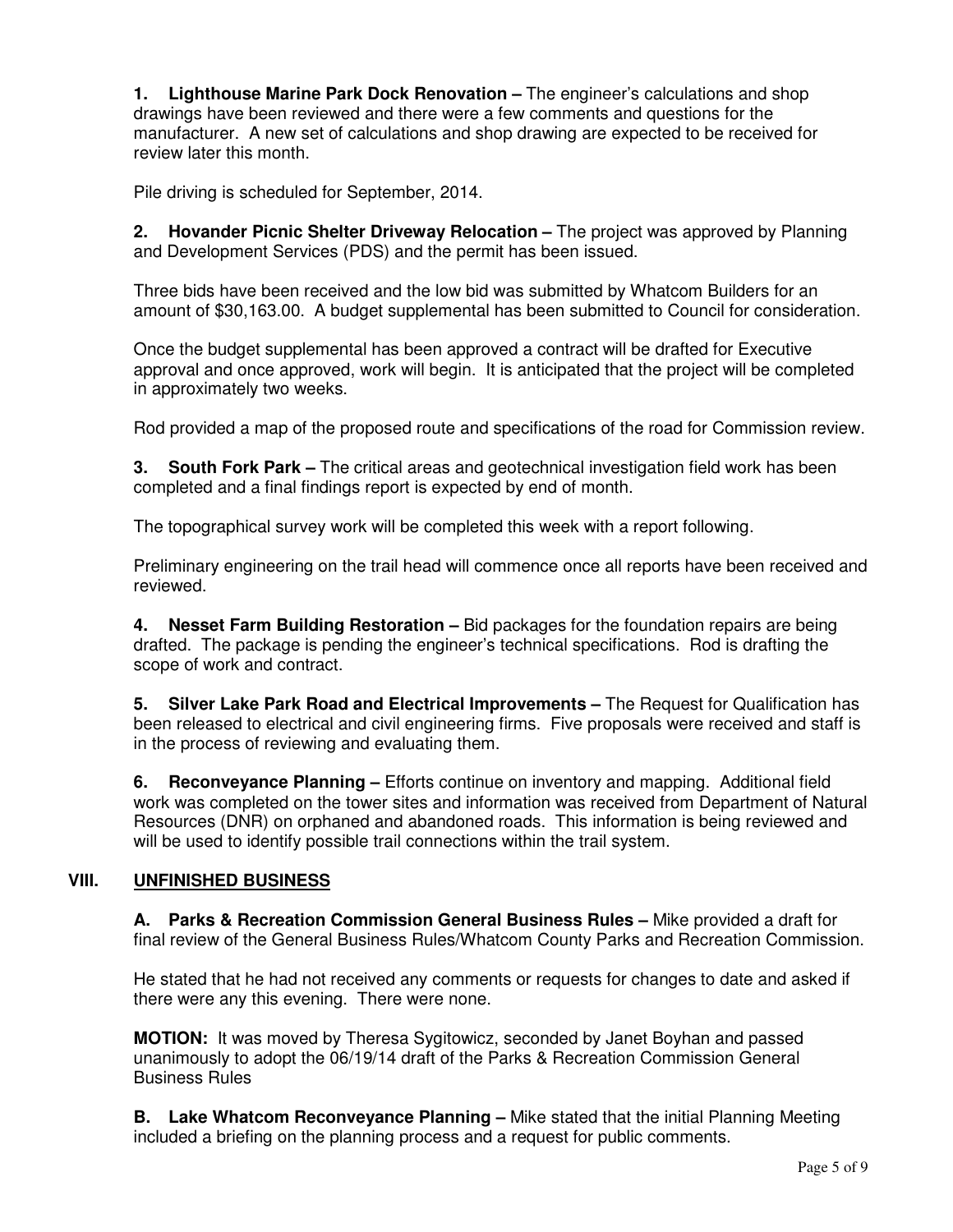**1. Lighthouse Marine Park Dock Renovation –** The engineer's calculations and shop drawings have been reviewed and there were a few comments and questions for the manufacturer. A new set of calculations and shop drawing are expected to be received for review later this month.

Pile driving is scheduled for September, 2014.

**2. Hovander Picnic Shelter Driveway Relocation –** The project was approved by Planning and Development Services (PDS) and the permit has been issued.

Three bids have been received and the low bid was submitted by Whatcom Builders for an amount of $30,163.00. A budget supplemental has been submitted to Council for consideration.

Once the budget supplemental has been approved a contract will be drafted for Executive approval and once approved, work will begin. It is anticipated that the project will be completed in approximately two weeks.

Rod provided a map of the proposed route and specifications of the road for Commission review.

**3. South Fork Park –** The critical areas and geotechnical investigation field work has been completed and a final findings report is expected by end of month.

The topographical survey work will be completed this week with a report following.

Preliminary engineering on the trail head will commence once all reports have been received and reviewed.

**4. Nesset Farm Building Restoration –** Bid packages for the foundation repairs are being drafted. The package is pending the engineer's technical specifications. Rod is drafting the scope of work and contract.

**5. Silver Lake Park Road and Electrical Improvements –** The Request for Qualification has been released to electrical and civil engineering firms. Five proposals were received and staff is in the process of reviewing and evaluating them.

**6. Reconveyance Planning –** Efforts continue on inventory and mapping. Additional field work was completed on the tower sites and information was received from Department of Natural Resources (DNR) on orphaned and abandoned roads. This information is being reviewed and will be used to identify possible trail connections within the trail system.

## VIII. UNFINISHED BUSINESS

**A. Parks & Recreation Commission General Business Rules –** Mike provided a draft for final review of the General Business Rules/Whatcom County Parks and Recreation Commission.

He stated that he had not received any comments or requests for changes to date and asked if there were any this evening. There were none.

**MOTION:** It was moved by Theresa Sygitowicz, seconded by Janet Boyhan and passed unanimously to adopt the 06/19/14 draft of the Parks & Recreation Commission General Business Rules

**B. Lake Whatcom Reconveyance Planning –** Mike stated that the initial Planning Meeting included a briefing on the planning process and a request for public comments.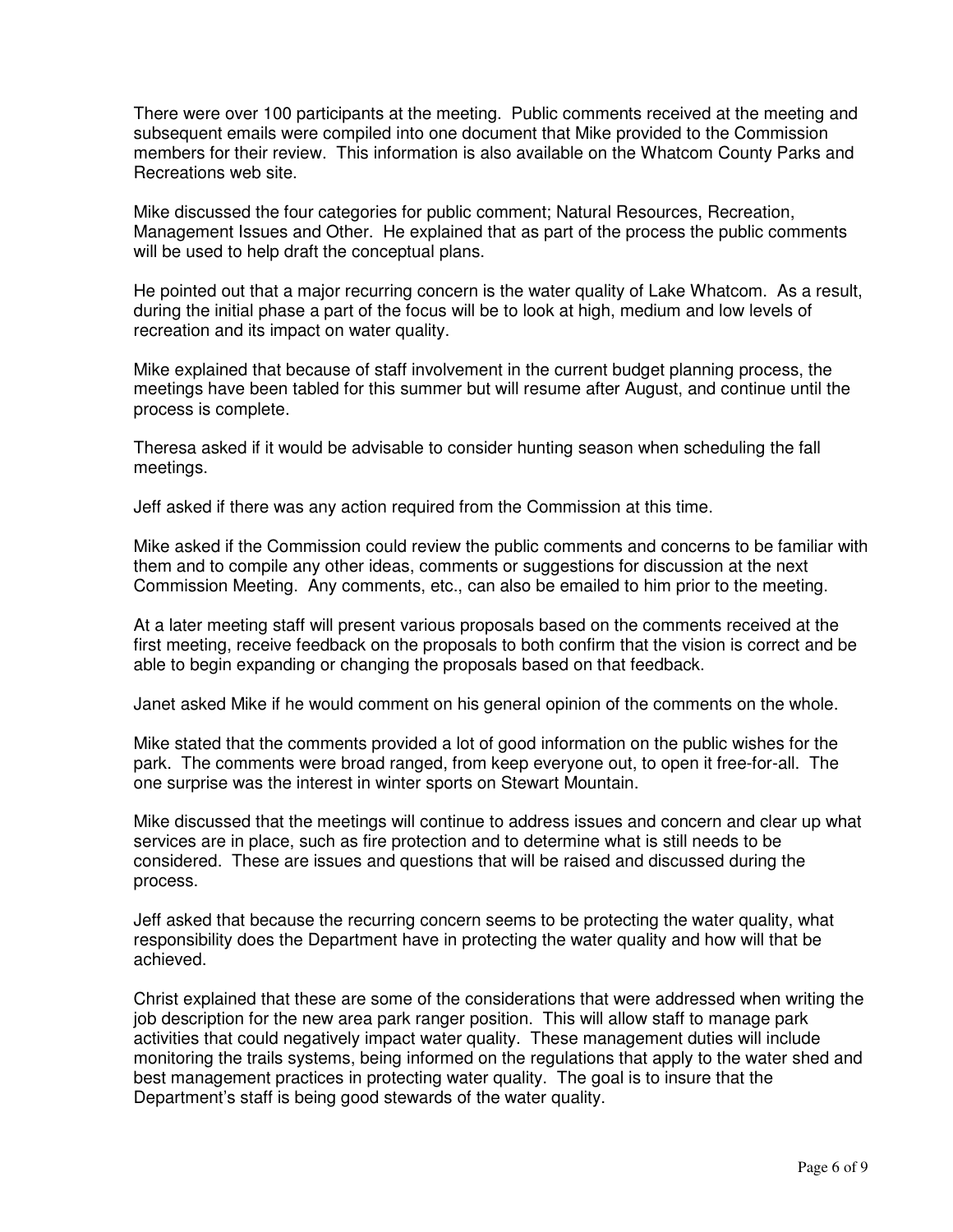There were over 100 participants at the meeting. Public comments received at the meeting and subsequent emails were compiled into one document that Mike provided to the Commission members for their review. This information is also available on the Whatcom County Parks and Recreations web site.

Mike discussed the four categories for public comment; Natural Resources, Recreation, Management Issues and Other. He explained that as part of the process the public comments will be used to help draft the conceptual plans.

He pointed out that a major recurring concern is the water quality of Lake Whatcom. As a result, during the initial phase a part of the focus will be to look at high, medium and low levels of recreation and its impact on water quality.

Mike explained that because of staff involvement in the current budget planning process, the meetings have been tabled for this summer but will resume after August, and continue until the process is complete.

Theresa asked if it would be advisable to consider hunting season when scheduling the fall meetings.

Jeff asked if there was any action required from the Commission at this time.

Mike asked if the Commission could review the public comments and concerns to be familiar with them and to compile any other ideas, comments or suggestions for discussion at the next Commission Meeting. Any comments, etc., can also be emailed to him prior to the meeting.

At a later meeting staff will present various proposals based on the comments received at the first meeting, receive feedback on the proposals to both confirm that the vision is correct and be able to begin expanding or changing the proposals based on that feedback.

Janet asked Mike if he would comment on his general opinion of the comments on the whole.

Mike stated that the comments provided a lot of good information on the public wishes for the park. The comments were broad ranged, from keep everyone out, to open it free-for-all. The one surprise was the interest in winter sports on Stewart Mountain.

Mike discussed that the meetings will continue to address issues and concern and clear up what services are in place, such as fire protection and to determine what is still needs to be considered. These are issues and questions that will be raised and discussed during the process.

Jeff asked that because the recurring concern seems to be protecting the water quality, what responsibility does the Department have in protecting the water quality and how will that be achieved.

Christ explained that these are some of the considerations that were addressed when writing the job description for the new area park ranger position. This will allow staff to manage park activities that could negatively impact water quality. These management duties will include monitoring the trails systems, being informed on the regulations that apply to the water shed and best management practices in protecting water quality. The goal is to insure that the Department's staff is being good stewards of the water quality.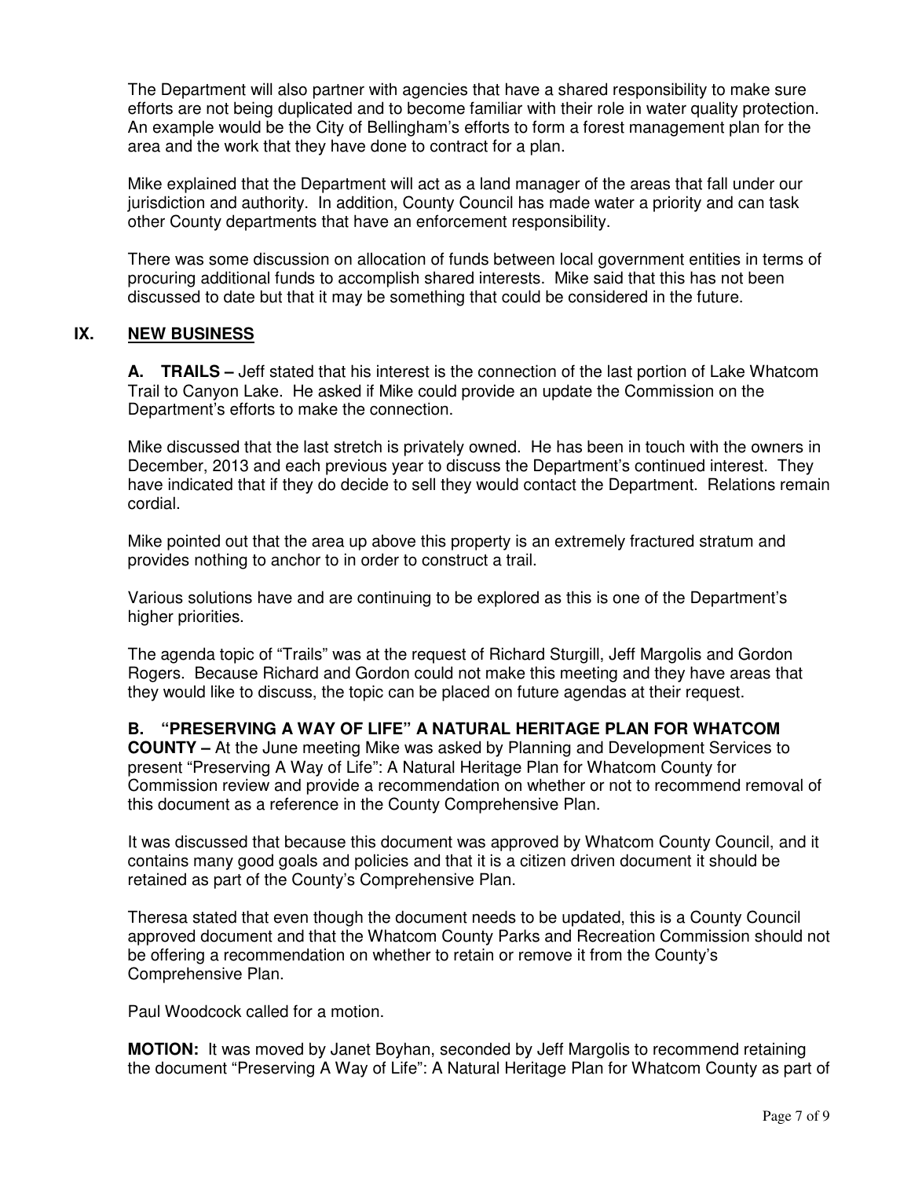The Department will also partner with agencies that have a shared responsibility to make sure efforts are not being duplicated and to become familiar with their role in water quality protection. An example would be the City of Bellingham's efforts to form a forest management plan for the area and the work that they have done to contract for a plan.

Mike explained that the Department will act as a land manager of the areas that fall under our jurisdiction and authority. In addition, County Council has made water a priority and can task other County departments that have an enforcement responsibility.

There was some discussion on allocation of funds between local government entities in terms of procuring additional funds to accomplish shared interests. Mike said that this has not been discussed to date but that it may be something that could be considered in the future.

## IX. NEW BUSINESS

**A. TRAILS –** Jeff stated that his interest is the connection of the last portion of Lake Whatcom Trail to Canyon Lake. He asked if Mike could provide an update the Commission on the Department's efforts to make the connection.

Mike discussed that the last stretch is privately owned. He has been in touch with the owners in December, 2013 and each previous year to discuss the Department's continued interest. They have indicated that if they do decide to sell they would contact the Department. Relations remain cordial.

Mike pointed out that the area up above this property is an extremely fractured stratum and provides nothing to anchor to in order to construct a trail.

Various solutions have and are continuing to be explored as this is one of the Department's higher priorities.

The agenda topic of "Trails" was at the request of Richard Sturgill, Jeff Margolis and Gordon Rogers. Because Richard and Gordon could not make this meeting and they have areas that they would like to discuss, the topic can be placed on future agendas at their request.

**B. "PRESERVING A WAY OF LIFE" A NATURAL HERITAGE PLAN FOR WHATCOM COUNTY –** At the June meeting Mike was asked by Planning and Development Services to present "Preserving A Way of Life": A Natural Heritage Plan for Whatcom County for Commission review and provide a recommendation on whether or not to recommend removal of this document as a reference in the County Comprehensive Plan.

It was discussed that because this document was approved by Whatcom County Council, and it contains many good goals and policies and that it is a citizen driven document it should be retained as part of the County's Comprehensive Plan.

Theresa stated that even though the document needs to be updated, this is a County Council approved document and that the Whatcom County Parks and Recreation Commission should not be offering a recommendation on whether to retain or remove it from the County's Comprehensive Plan.

Paul Woodcock called for a motion.

**MOTION:** It was moved by Janet Boyhan, seconded by Jeff Margolis to recommend retaining the document "Preserving A Way of Life": A Natural Heritage Plan for Whatcom County as part of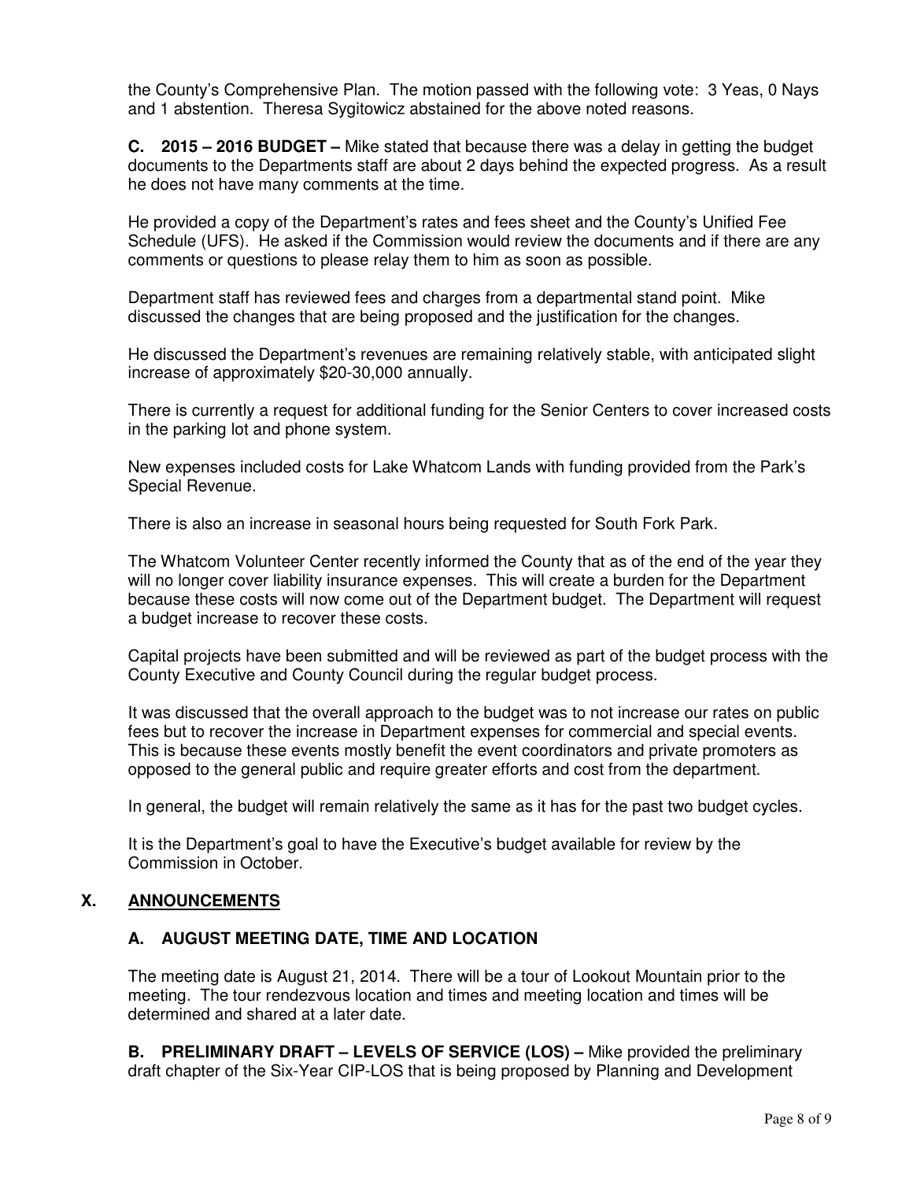the County's Comprehensive Plan. The motion passed with the following vote: 3 Yeas, 0 Nays and 1 abstention. Theresa Sygitowicz abstained for the above noted reasons.

**C. 2015 – 2016 BUDGET –** Mike stated that because there was a delay in getting the budget documents to the Departments staff are about 2 days behind the expected progress. As a result he does not have many comments at the time.

He provided a copy of the Department's rates and fees sheet and the County's Unified Fee Schedule (UFS). He asked if the Commission would review the documents and if there are any comments or questions to please relay them to him as soon as possible.

Department staff has reviewed fees and charges from a departmental stand point. Mike discussed the changes that are being proposed and the justification for the changes.

He discussed the Department's revenues are remaining relatively stable, with anticipated slight increase of approximately $20-30,000 annually.

There is currently a request for additional funding for the Senior Centers to cover increased costs in the parking lot and phone system.

New expenses included costs for Lake Whatcom Lands with funding provided from the Park's Special Revenue.

There is also an increase in seasonal hours being requested for South Fork Park.

The Whatcom Volunteer Center recently informed the County that as of the end of the year they will no longer cover liability insurance expenses. This will create a burden for the Department because these costs will now come out of the Department budget. The Department will request a budget increase to recover these costs.

Capital projects have been submitted and will be reviewed as part of the budget process with the County Executive and County Council during the regular budget process.

It was discussed that the overall approach to the budget was to not increase our rates on public fees but to recover the increase in Department expenses for commercial and special events. This is because these events mostly benefit the event coordinators and private promoters as opposed to the general public and require greater efforts and cost from the department.

In general, the budget will remain relatively the same as it has for the past two budget cycles.

It is the Department's goal to have the Executive's budget available for review by the Commission in October.

## X. ANNOUNCEMENTS

### A. AUGUST MEETING DATE, TIME AND LOCATION

The meeting date is August 21, 2014. There will be a tour of Lookout Mountain prior to the meeting. The tour rendezvous location and times and meeting location and times will be determined and shared at a later date.

**B. PRELIMINARY DRAFT – LEVELS OF SERVICE (LOS) –** Mike provided the preliminary draft chapter of the Six-Year CIP-LOS that is being proposed by Planning and Development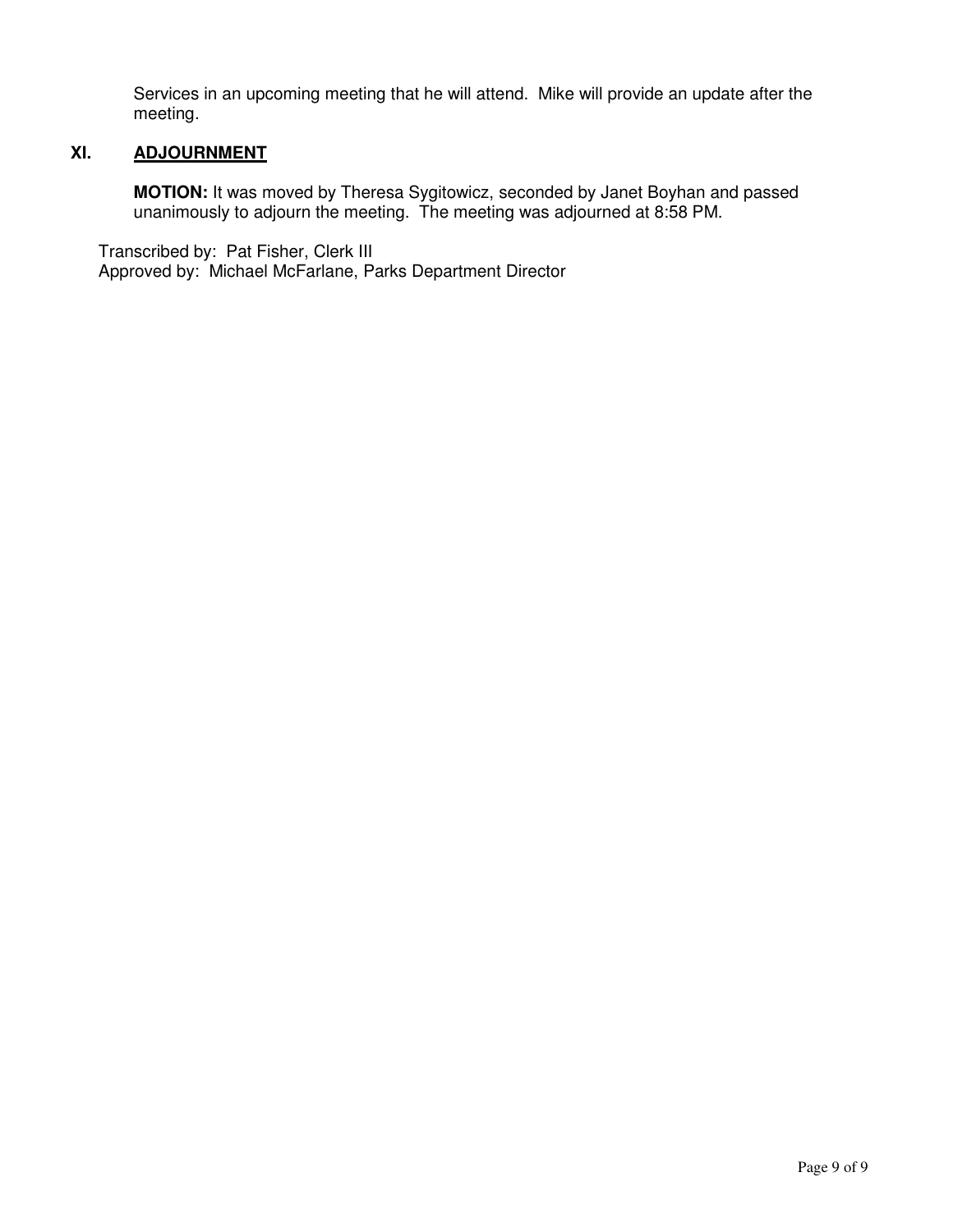Services in an upcoming meeting that he will attend. Mike will provide an update after the meeting.

## XI. ADJOURNMENT

**MOTION:** It was moved by Theresa Sygitowicz, seconded by Janet Boyhan and passed unanimously to adjourn the meeting. The meeting was adjourned at 8:58 PM.

Transcribed by: Pat Fisher, Clerk III
Approved by: Michael McFarlane, Parks Department Director